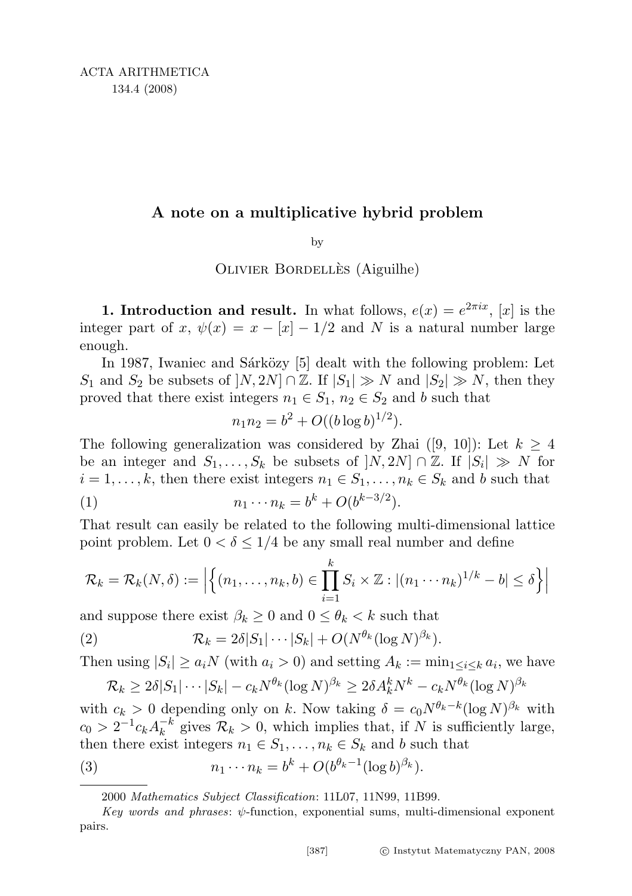ACTA ARITHMETICA

134.4 (2008)

# A note on a multiplicative hybrid problem

by

Olivier Bordellès (Aiguilhe)

**1. Introduction and result.** In what follows, $e(x) = e^{2\pi i x}$, $[x]$ is the integer part of $x$, $\psi(x) = x - [x] - 1/2$ and $N$ is a natural number large enough.

In 1987, Iwaniec and Sárközy [5] dealt with the following problem: Let $S_1$ and $S_2$ be subsets of $]N, 2N] \cap \mathbb{Z}$. If $|S_1| \gg N$ and $|S_2| \gg N$, then they proved that there exist integers $n_1 \in S_1$, $n_2 \in S_2$ and $b$ such that

$$n_1 n_2 = b^2 + O((b \log b)^{1/2}).$$

The following generalization was considered by Zhai ([9, 10]): Let $k \geq 4$ be an integer and $S_1, \ldots, S_k$ be subsets of $]N, 2N] \cap \mathbb{Z}$. If $|S_i| \gg N$ for $i = 1, \ldots, k$, then there exist integers $n_1 \in S_1, \ldots, n_k \in S_k$ and $b$ such that

$$n_1 \cdots n_k = b^k + O(b^{k-3/2}). \tag{1}$$

That result can easily be related to the following multi-dimensional lattice point problem. Let $0 < \delta \leq 1/4$ be any small real number and define

$$\mathcal{R}_k = \mathcal{R}_k(N, \delta) := \Big| \Big\{ (n_1, \ldots, n_k, b) \in \prod_{i=1}^{k} S_i \times \mathbb{Z} : |(n_1 \cdots n_k)^{1/k} - b| \leq \delta \Big\} \Big|$$

and suppose there exist $\beta_k \geq 0$ and $0 \leq \theta_k < k$ such that

$$\mathcal{R}_k = 2\delta |S_1| \cdots |S_k| + O(N^{\theta_k} (\log N)^{\beta_k}). \tag{2}$$

Then using $|S_i| \geq a_i N$ (with $a_i > 0$) and setting $A_k := \min_{1 \leq i \leq k} a_i$, we have

$$\mathcal{R}_k \geq 2\delta |S_1| \cdots |S_k| - c_k N^{\theta_k} (\log N)^{\beta_k} \geq 2\delta A_k^k N^k - c_k N^{\theta_k} (\log N)^{\beta_k}$$

with $c_k > 0$ depending only on $k$. Now taking $\delta = c_0 N^{\theta_k - k} (\log N)^{\beta_k}$ with $c_0 > 2^{-1} c_k A_k^{-k}$ gives $\mathcal{R}_k > 0$, which implies that, if $N$ is sufficiently large, then there exist integers $n_1 \in S_1, \ldots, n_k \in S_k$ and $b$ such that

$$n_1 \cdots n_k = b^k + O(b^{\theta_k - 1} (\log b)^{\beta_k}). \tag{3}$$

---

2000 *Mathematics Subject Classification*: 11L07, 11N99, 11B99.

*Key words and phrases*: $\psi$-function, exponential sums, multi-dimensional exponent pairs.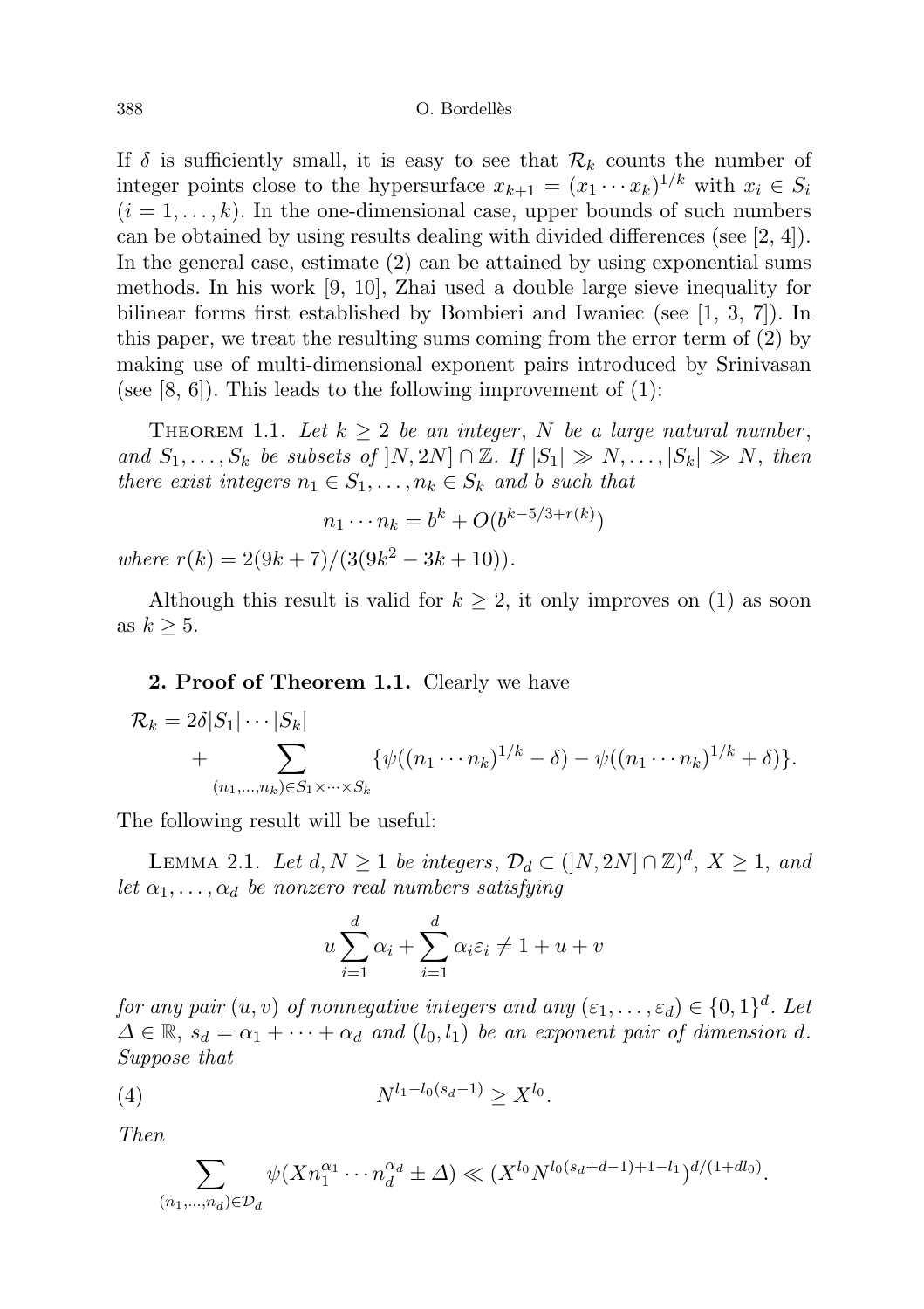If $\delta$ is sufficiently small, it is easy to see that $\mathcal{R}_k$ counts the number of integer points close to the hypersurface $x_{k+1} = (x_1 \cdots x_k)^{1/k}$ with $x_i \in S_i$ $(i = 1, \ldots, k)$. In the one-dimensional case, upper bounds of such numbers can be obtained by using results dealing with divided differences (see [2, 4]). In the general case, estimate (2) can be attained by using exponential sums methods. In his work [9, 10], Zhai used a double large sieve inequality for bilinear forms first established by Bombieri and Iwaniec (see [1, 3, 7]). In this paper, we treat the resulting sums coming from the error term of (2) by making use of multi-dimensional exponent pairs introduced by Srinivasan (see [8, 6]). This leads to the following improvement of (1):

Theorem 1.1. *Let $k \geq 2$ be an integer, $N$ be a large natural number, and $S_1, \ldots, S_k$ be subsets of $]N, 2N] \cap \mathbb{Z}$. If $|S_1| \gg N, \ldots, |S_k| \gg N$, then there exist integers $n_1 \in S_1, \ldots, n_k \in S_k$ and $b$ such that*

$$n_1 \cdots n_k = b^k + O(b^{k-5/3+r(k)})$$

*where $r(k) = 2(9k+7)/(3(9k^2 - 3k + 10))$.*

Although this result is valid for $k \geq 2$, it only improves on (1) as soon as $k \geq 5$.

**2. Proof of Theorem 1.1.** Clearly we have

$$\mathcal{R}_k = 2\delta |S_1| \cdots |S_k| + \sum_{(n_1,\ldots,n_k) \in S_1 \times \cdots \times S_k} \{\psi((n_1 \cdots n_k)^{1/k} - \delta) - \psi((n_1 \cdots n_k)^{1/k} + \delta)\}.$$

The following result will be useful:

Lemma 2.1. *Let $d, N \geq 1$ be integers, $\mathcal{D}_d \subset (]N, 2N] \cap \mathbb{Z})^d$, $X \geq 1$, and let $\alpha_1, \ldots, \alpha_d$ be nonzero real numbers satisfying*

$$u \sum_{i=1}^{d} \alpha_i + \sum_{i=1}^{d} \alpha_i \varepsilon_i \neq 1 + u + v$$

*for any pair $(u, v)$ of nonnegative integers and any $(\varepsilon_1, \ldots, \varepsilon_d) \in \{0, 1\}^d$. Let $\Delta \in \mathbb{R}$, $s_d = \alpha_1 + \cdots + \alpha_d$ and $(l_0, l_1)$ be an exponent pair of dimension $d$. Suppose that*

$$N^{l_1 - l_0(s_d - 1)} \geq X^{l_0}. \tag{4}$$

*Then*

$$\sum_{(n_1,\ldots,n_d) \in \mathcal{D}_d} \psi(X n_1^{\alpha_1} \cdots n_d^{\alpha_d} \pm \Delta) \ll (X^{l_0} N^{l_0(s_d + d - 1) + 1 - l_1})^{d/(1 + d l_0)}.$$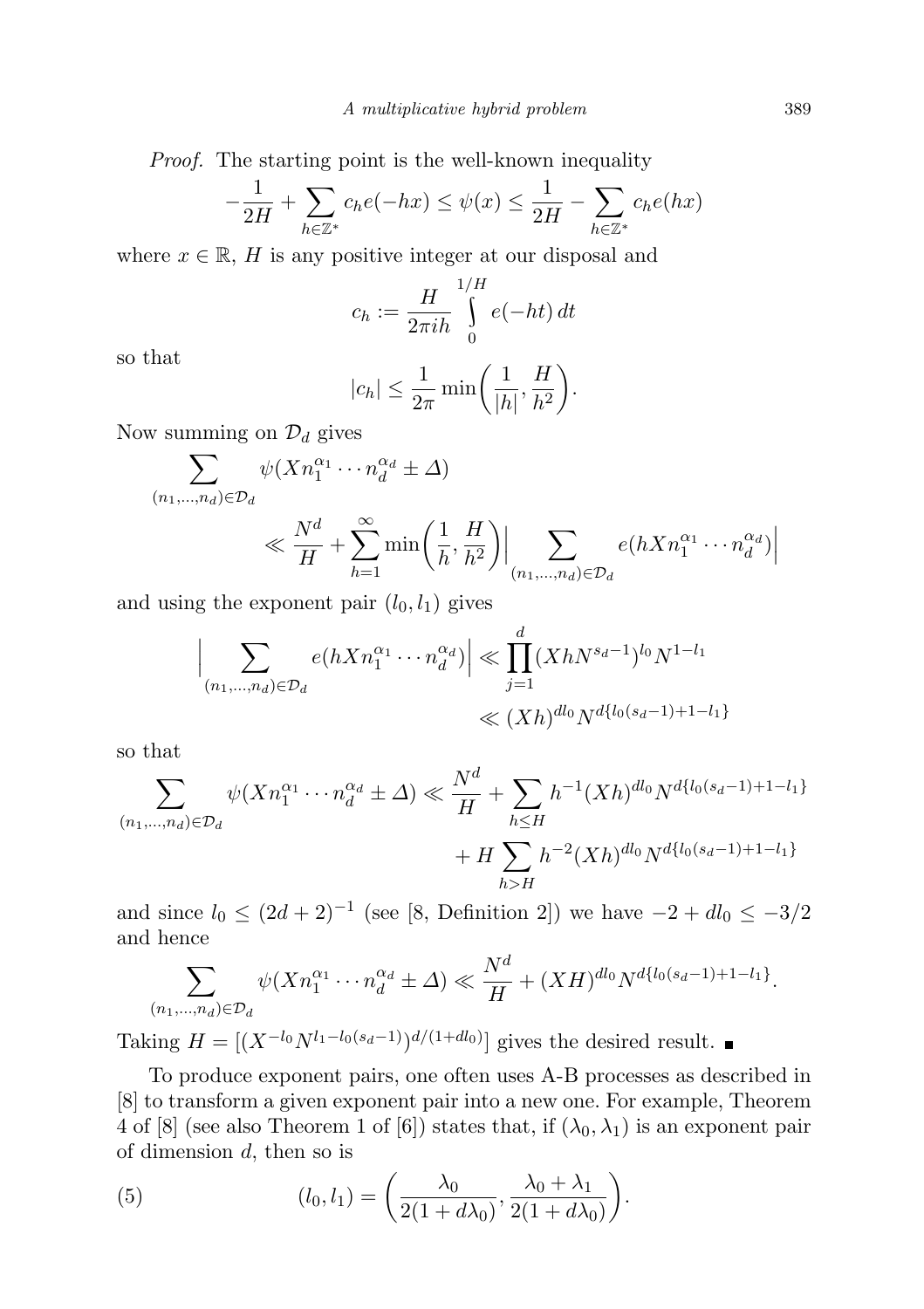*Proof.* The starting point is the well-known inequality

$$-\frac{1}{2H} + \sum_{h\in\mathbb{Z}^*} c_h e(-hx) \le \psi(x) \le \frac{1}{2H} - \sum_{h\in\mathbb{Z}^*} c_h e(hx)$$

where $x \in \mathbb{R}$, $H$ is any positive integer at our disposal and

$$c_h := \frac{H}{2\pi i h} \int\limits_0^{1/H} e(-ht)\,dt$$

so that

$$|c_h| \le \frac{1}{2\pi} \min\biggl(\frac{1}{|h|}, \frac{H}{h^2}\biggr).$$

Now summing on $\mathcal{D}_d$ gives

$$\sum_{(n_1,\dots,n_d)\in\mathcal{D}_d} \psi(X n_1^{\alpha_1}\cdots n_d^{\alpha_d} \pm \Delta) \ll \frac{N^d}{H} + \sum_{h=1}^{\infty} \min\biggl(\frac{1}{h}, \frac{H}{h^2}\biggr) \Bigl| \sum_{(n_1,\dots,n_d)\in\mathcal{D}_d} e(hX n_1^{\alpha_1}\cdots n_d^{\alpha_d}) \Bigr|$$

and using the exponent pair $(l_0, l_1)$ gives

$$\Bigl| \sum_{(n_1,\dots,n_d)\in\mathcal{D}_d} e(hX n_1^{\alpha_1}\cdots n_d^{\alpha_d}) \Bigr| \ll \prod_{j=1}^{d} (XhN^{s_d-1})^{l_0} N^{1-l_1} \ll (Xh)^{dl_0} N^{d\{l_0(s_d-1)+1-l_1\}}$$

so that

$$\sum_{(n_1,\dots,n_d)\in\mathcal{D}_d} \psi(X n_1^{\alpha_1}\cdots n_d^{\alpha_d} \pm \Delta) \ll \frac{N^d}{H} + \sum_{h\le H} h^{-1}(Xh)^{dl_0} N^{d\{l_0(s_d-1)+1-l_1\}} + H\sum_{h>H} h^{-2}(Xh)^{dl_0} N^{d\{l_0(s_d-1)+1-l_1\}}$$

and since $l_0 \le (2d+2)^{-1}$ (see [8, Definition 2]) we have $-2 + dl_0 \le -3/2$ and hence

$$\sum_{(n_1,\dots,n_d)\in\mathcal{D}_d} \psi(X n_1^{\alpha_1}\cdots n_d^{\alpha_d} \pm \Delta) \ll \frac{N^d}{H} + (XH)^{dl_0} N^{d\{l_0(s_d-1)+1-l_1\}}.$$

Taking $H = [(X^{-l_0} N^{l_1 - l_0(s_d-1)})^{d/(1+dl_0)}]$ gives the desired result. ∎

To produce exponent pairs, one often uses A-B processes as described in [8] to transform a given exponent pair into a new one. For example, Theorem 4 of [8] (see also Theorem 1 of [6]) states that, if $(\lambda_0, \lambda_1)$ is an exponent pair of dimension $d$, then so is

$$(l_0, l_1) = \biggl(\frac{\lambda_0}{2(1+d\lambda_0)}, \frac{\lambda_0+\lambda_1}{2(1+d\lambda_0)}\biggr). \tag{5}$$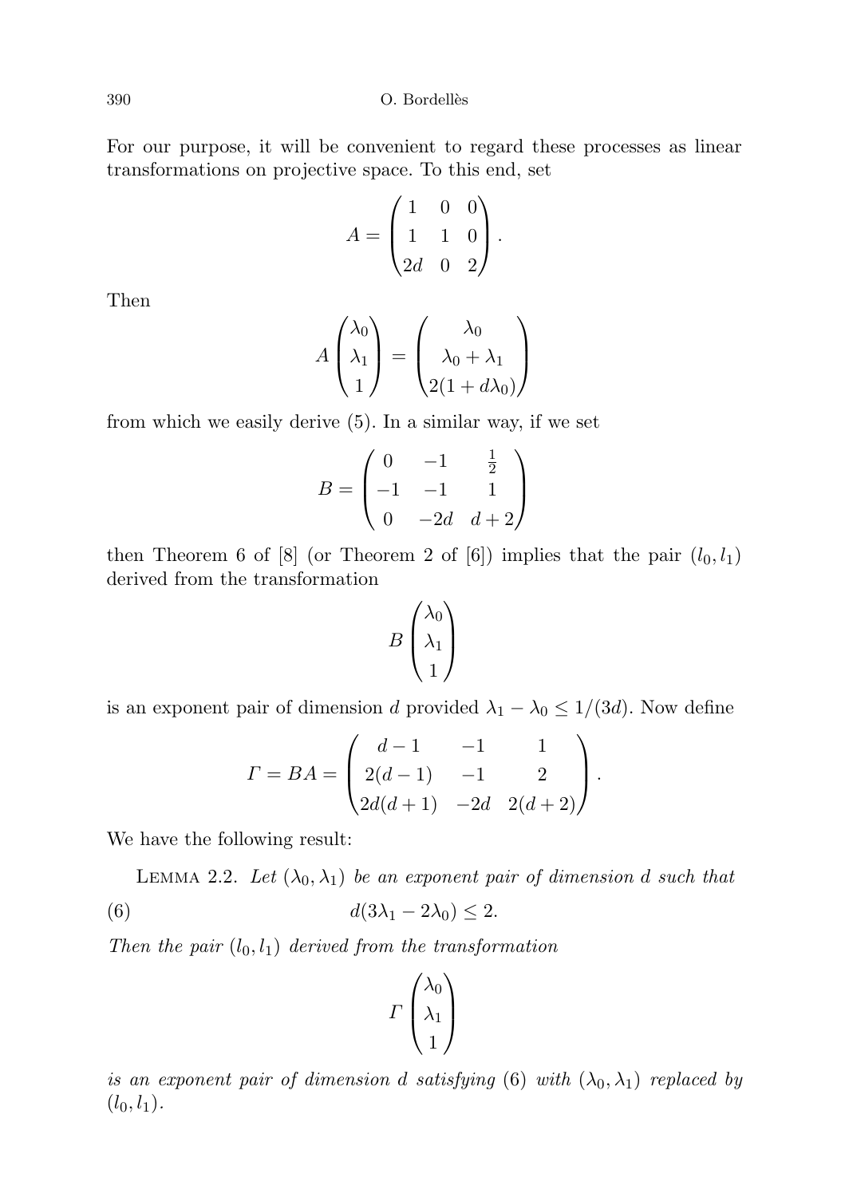For our purpose, it will be convenient to regard these processes as linear transformations on projective space. To this end, set

$$A = \begin{pmatrix} 1 & 0 & 0 \\ 1 & 1 & 0 \\ 2d & 0 & 2 \end{pmatrix}.$$

Then

$$A \begin{pmatrix} \lambda_0 \\ \lambda_1 \\ 1 \end{pmatrix} = \begin{pmatrix} \lambda_0 \\ \lambda_0 + \lambda_1 \\ 2(1 + d\lambda_0) \end{pmatrix}$$

from which we easily derive (5). In a similar way, if we set

$$B = \begin{pmatrix} 0 & -1 & \frac{1}{2} \\ -1 & -1 & 1 \\ 0 & -2d & d+2 \end{pmatrix}$$

then Theorem 6 of [8] (or Theorem 2 of [6]) implies that the pair $(l_0, l_1)$ derived from the transformation

$$B \begin{pmatrix} \lambda_0 \\ \lambda_1 \\ 1 \end{pmatrix}$$

is an exponent pair of dimension $d$ provided $\lambda_1 - \lambda_0 \le 1/(3d)$. Now define

$$\Gamma = BA = \begin{pmatrix} d-1 & -1 & 1 \\ 2(d-1) & -1 & 2 \\ 2d(d+1) & -2d & 2(d+2) \end{pmatrix}.$$

We have the following result:

Lemma 2.2. *Let $(\lambda_0, \lambda_1)$ be an exponent pair of dimension $d$ such that*

$$d(3\lambda_1 - 2\lambda_0) \le 2. \tag{6}$$

*Then the pair $(l_0, l_1)$ derived from the transformation*

$$\Gamma \begin{pmatrix} \lambda_0 \\ \lambda_1 \\ 1 \end{pmatrix}$$

*is an exponent pair of dimension $d$ satisfying* (6) *with $(\lambda_0, \lambda_1)$ replaced by $(l_0, l_1)$.*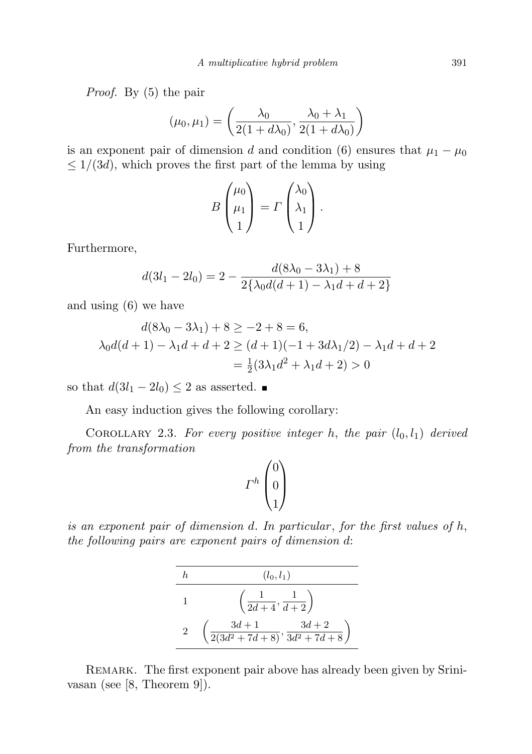*Proof.* By (5) the pair

$$(\mu_0, \mu_1) = \left( \frac{\lambda_0}{2(1+d\lambda_0)}, \frac{\lambda_0 + \lambda_1}{2(1+d\lambda_0)} \right)$$

is an exponent pair of dimension $d$ and condition (6) ensures that $\mu_1 - \mu_0 \leq 1/(3d)$, which proves the first part of the lemma by using

$$B \begin{pmatrix} \mu_0 \\ \mu_1 \\ 1 \end{pmatrix} = \Gamma \begin{pmatrix} \lambda_0 \\ \lambda_1 \\ 1 \end{pmatrix}.$$

Furthermore,

$$d(3l_1 - 2l_0) = 2 - \frac{d(8\lambda_0 - 3\lambda_1) + 8}{2\{\lambda_0 d(d+1) - \lambda_1 d + d + 2\}}$$

and using (6) we have

$$\begin{aligned} d(8\lambda_0 - 3\lambda_1) + 8 &\geq -2 + 8 = 6, \\ \lambda_0 d(d+1) - \lambda_1 d + d + 2 &\geq (d+1)(-1 + 3d\lambda_1/2) - \lambda_1 d + d + 2 \\ &= \tfrac{1}{2}(3\lambda_1 d^2 + \lambda_1 d + 2) > 0 \end{aligned}$$

so that $d(3l_1 - 2l_0) \leq 2$ as asserted. ■

An easy induction gives the following corollary:

COROLLARY 2.3. *For every positive integer $h$, the pair $(l_0, l_1)$ derived from the transformation*

$$\Gamma^h \begin{pmatrix} 0 \\ 0 \\ 1 \end{pmatrix}$$

*is an exponent pair of dimension $d$. In particular, for the first values of $h$, the following pairs are exponent pairs of dimension $d$:*

| $h$ | $(l_0, l_1)$ |
|---|---|
| 1 | $\left( \frac{1}{2d+4}, \frac{1}{d+2} \right)$ |
| 2 | $\left( \frac{3d+1}{2(3d^2+7d+8)}, \frac{3d+2}{3d^2+7d+8} \right)$ |

REMARK. The first exponent pair above has already been given by Srinivasan (see [8, Theorem 9]).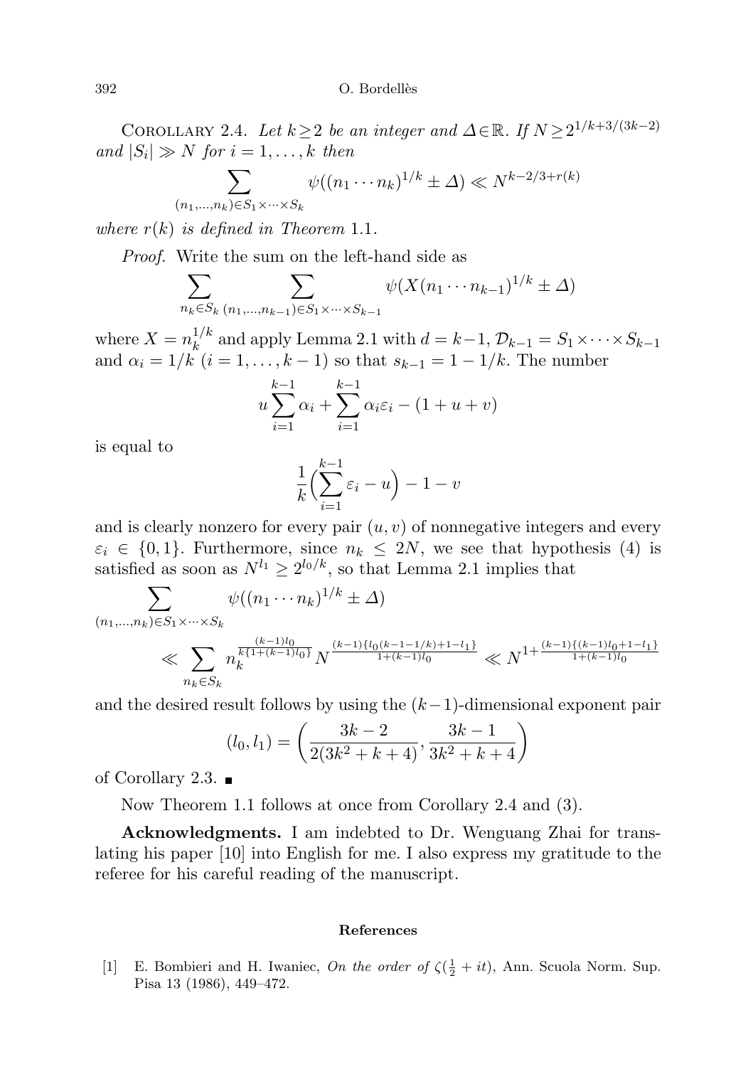Corollary 2.4. *Let $k \geq 2$ be an integer and $\Delta \in \mathbb{R}$. If $N \geq 2^{1/k+3/(3k-2)}$ and $|S_i| \gg N$ for $i = 1, \ldots, k$ then*

$$\sum_{(n_1,\ldots,n_k)\in S_1\times\cdots\times S_k} \psi((n_1\cdots n_k)^{1/k} \pm \Delta) \ll N^{k-2/3+r(k)}$$

*where $r(k)$ is defined in Theorem* 1.1.

*Proof.* Write the sum on the left-hand side as

$$\sum_{n_k\in S_k} \sum_{(n_1,\ldots,n_{k-1})\in S_1\times\cdots\times S_{k-1}} \psi(X(n_1\cdots n_{k-1})^{1/k} \pm \Delta)$$

where $X = n_k^{1/k}$ and apply Lemma 2.1 with $d = k-1$, $\mathcal{D}_{k-1} = S_1 \times \cdots \times S_{k-1}$ and $\alpha_i = 1/k$ $(i = 1, \ldots, k-1)$ so that $s_{k-1} = 1 - 1/k$. The number

$$u\sum_{i=1}^{k-1} \alpha_i + \sum_{i=1}^{k-1} \alpha_i \varepsilon_i - (1 + u + v)$$

is equal to

$$\frac{1}{k}\Big(\sum_{i=1}^{k-1} \varepsilon_i - u\Big) - 1 - v$$

and is clearly nonzero for every pair $(u, v)$ of nonnegative integers and every $\varepsilon_i \in \{0, 1\}$. Furthermore, since $n_k \leq 2N$, we see that hypothesis (4) is satisfied as soon as $N^{l_1} \geq 2^{l_0/k}$, so that Lemma 2.1 implies that

$$\sum_{(n_1,\ldots,n_k)\in S_1\times\cdots\times S_k} \psi((n_1\cdots n_k)^{1/k} \pm \Delta)$$

$$\ll \sum_{n_k\in S_k} n_k^{\frac{(k-1)l_0}{k\{1+(k-1)l_0\}}} N^{\frac{(k-1)\{l_0(k-1-1/k)+1-l_1\}}{1+(k-1)l_0}} \ll N^{1+\frac{(k-1)\{(k-1)l_0+1-l_1\}}{1+(k-1)l_0}}$$

and the desired result follows by using the $(k-1)$-dimensional exponent pair

$$(l_0, l_1) = \left(\frac{3k-2}{2(3k^2+k+4)}, \frac{3k-1}{3k^2+k+4}\right)$$

of Corollary 2.3. ∎

Now Theorem 1.1 follows at once from Corollary 2.4 and (3).

**Acknowledgments.** I am indebted to Dr. Wenguang Zhai for translating his paper [10] into English for me. I also express my gratitude to the referee for his careful reading of the manuscript.

### References

[1] E. Bombieri and H. Iwaniec, *On the order of* $\zeta(\frac{1}{2} + it)$, Ann. Scuola Norm. Sup. Pisa 13 (1986), 449–472.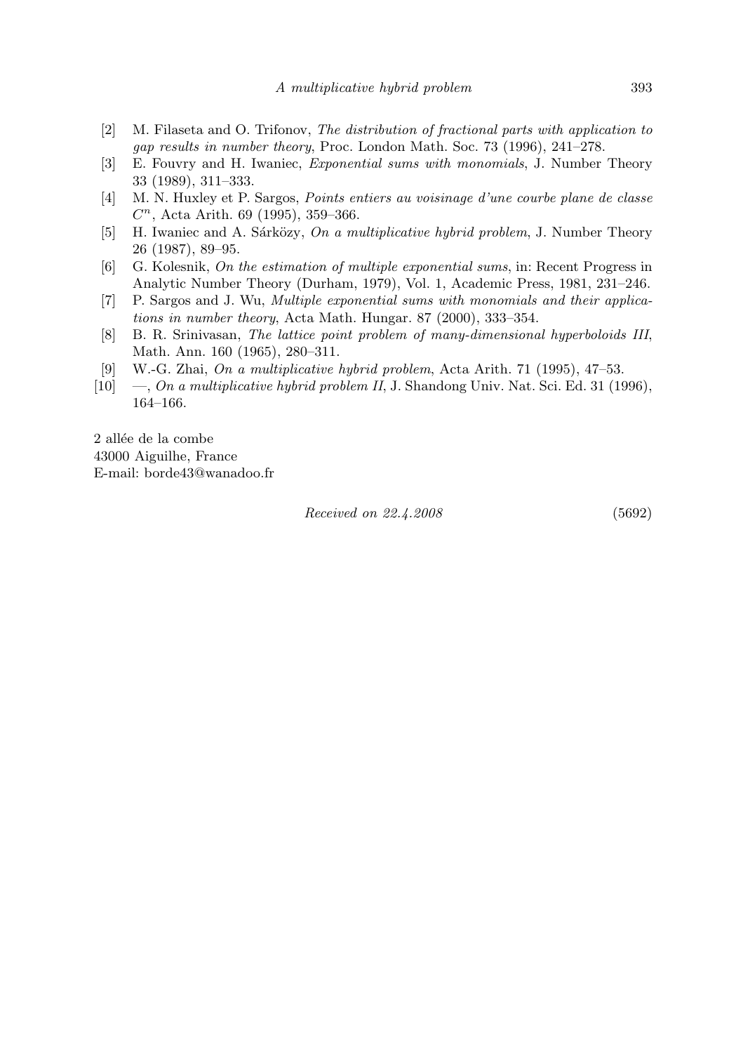[2] M. Filaseta and O. Trifonov, *The distribution of fractional parts with application to gap results in number theory*, Proc. London Math. Soc. 73 (1996), 241–278.

[3] E. Fouvry and H. Iwaniec, *Exponential sums with monomials*, J. Number Theory 33 (1989), 311–333.

[4] M. N. Huxley et P. Sargos, *Points entiers au voisinage d'une courbe plane de classe $C^n$*, Acta Arith. 69 (1995), 359–366.

[5] H. Iwaniec and A. Sárközy, *On a multiplicative hybrid problem*, J. Number Theory 26 (1987), 89–95.

[6] G. Kolesnik, *On the estimation of multiple exponential sums*, in: Recent Progress in Analytic Number Theory (Durham, 1979), Vol. 1, Academic Press, 1981, 231–246.

[7] P. Sargos and J. Wu, *Multiple exponential sums with monomials and their applications in number theory*, Acta Math. Hungar. 87 (2000), 333–354.

[8] B. R. Srinivasan, *The lattice point problem of many-dimensional hyperboloids III*, Math. Ann. 160 (1965), 280–311.

[9] W.-G. Zhai, *On a multiplicative hybrid problem*, Acta Arith. 71 (1995), 47–53.

[10] —, *On a multiplicative hybrid problem II*, J. Shandong Univ. Nat. Sci. Ed. 31 (1996), 164–166.

2 allée de la combe
43000 Aiguilhe, France
E-mail: borde43@wanadoo.fr

*Received on 22.4.2008* (5692)